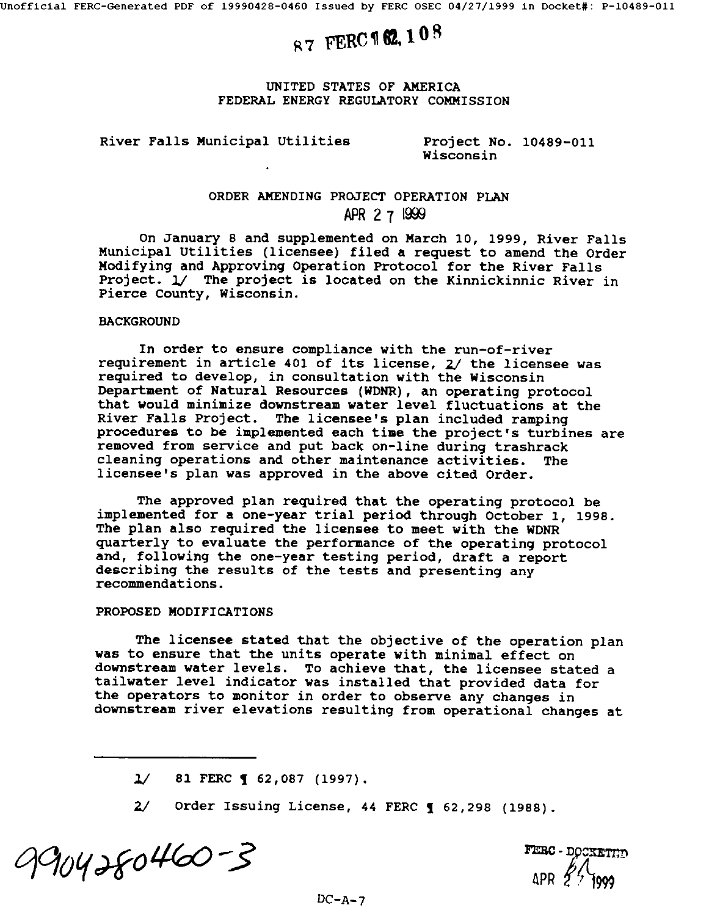87 FERC ¶ 62,108

UNITED STATES OF AMERICA
FEDERAL ENERGY REGULATORY COMMISSION

River Falls Municipal Utilities — Project No. 10489-011, Wisconsin

## ORDER AMENDING PROJECT OPERATION PLAN

APR 27 1999

On January 8 and supplemented on March 10, 1999, River Falls Municipal Utilities (licensee) filed a request to amend the Order Modifying and Approving Operation Protocol for the River Falls Project. 1/ The project is located on the Kinnickinnic River in Pierce County, Wisconsin.

### BACKGROUND

In order to ensure compliance with the run-of-river requirement in article 401 of its license, 2/ the licensee was required to develop, in consultation with the Wisconsin Department of Natural Resources (WDNR), an operating protocol that would minimize downstream water level fluctuations at the River Falls Project. The licensee's plan included ramping procedures to be implemented each time the project's turbines are removed from service and put back on-line during trashrack cleaning operations and other maintenance activities. The licensee's plan was approved in the above cited Order.

The approved plan required that the operating protocol be implemented for a one-year trial period through October 1, 1998. The plan also required the licensee to meet with the WDNR quarterly to evaluate the performance of the operating protocol and, following the one-year testing period, draft a report describing the results of the tests and presenting any recommendations.

### PROPOSED MODIFICATIONS

The licensee stated that the objective of the operation plan was to ensure that the units operate with minimal effect on downstream water levels. To achieve that, the licensee stated a tailwater level indicator was installed that provided data for the operators to monitor in order to observe any changes in downstream river elevations resulting from operational changes at

---

1/ 81 FERC ¶ 62,087 (1997).

2/ Order Issuing License, 44 FERC ¶ 62,298 (1988).

9904280460-3

FERC - DOCKETED APR 27 1999

DC-A-7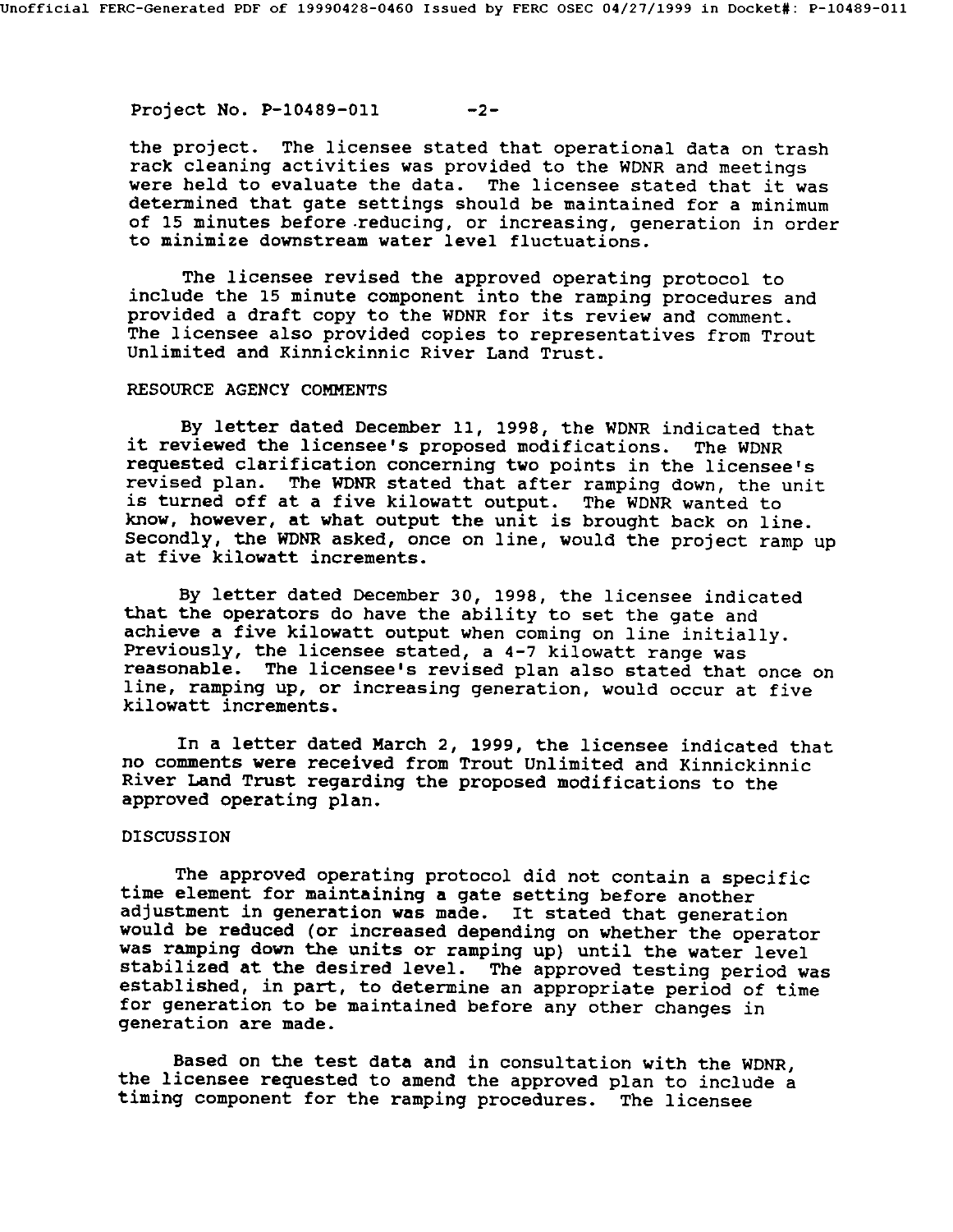the project. The licensee stated that operational data on trash rack cleaning activities was provided to the WDNR and meetings were held to evaluate the data. The licensee stated that it was determined that gate settings should be maintained for a minimum of 15 minutes before reducing, or increasing, generation in order to minimize downstream water level fluctuations.

The licensee revised the approved operating protocol to include the 15 minute component into the ramping procedures and provided a draft copy to the WDNR for its review and comment. The licensee also provided copies to representatives from Trout Unlimited and Kinnickinnic River Land Trust.

## RESOURCE AGENCY COMMENTS

By letter dated December 11, 1998, the WDNR indicated that it reviewed the licensee's proposed modifications. The WDNR requested clarification concerning two points in the licensee's revised plan. The WDNR stated that after ramping down, the unit is turned off at a five kilowatt output. The WDNR wanted to know, however, at what output the unit is brought back on line. Secondly, the WDNR asked, once on line, would the project ramp up at five kilowatt increments.

By letter dated December 30, 1998, the licensee indicated that the operators do have the ability to set the gate and achieve a five kilowatt output when coming on line initially. Previously, the licensee stated, a 4-7 kilowatt range was reasonable. The licensee's revised plan also stated that once on line, ramping up, or increasing generation, would occur at five kilowatt increments.

In a letter dated March 2, 1999, the licensee indicated that no comments were received from Trout Unlimited and Kinnickinnic River Land Trust regarding the proposed modifications to the approved operating plan.

## DISCUSSION

The approved operating protocol did not contain a specific time element for maintaining a gate setting before another adjustment in generation was made. It stated that generation would be reduced (or increased depending on whether the operator was ramping down the units or ramping up) until the water level stabilized at the desired level. The approved testing period was established, in part, to determine an appropriate period of time for generation to be maintained before any other changes in generation are made.

Based on the test data and in consultation with the WDNR, the licensee requested to amend the approved plan to include a timing component for the ramping procedures. The licensee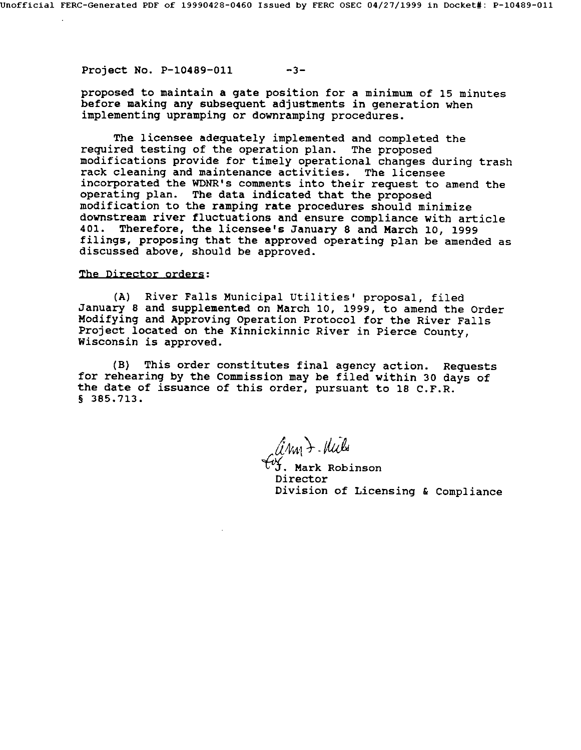proposed to maintain a gate position for a minimum of 15 minutes before making any subsequent adjustments in generation when implementing upramping or downramping procedures.

The licensee adequately implemented and completed the required testing of the operation plan. The proposed modifications provide for timely operational changes during trash rack cleaning and maintenance activities. The licensee incorporated the WDNR's comments into their request to amend the operating plan. The data indicated that the proposed modification to the ramping rate procedures should minimize downstream river fluctuations and ensure compliance with article 401. Therefore, the licensee's January 8 and March 10, 1999 filings, proposing that the approved operating plan be amended as discussed above, should be approved.

The Director orders:

(A) River Falls Municipal Utilities' proposal, filed January 8 and supplemented on March 10, 1999, to amend the Order Modifying and Approving Operation Protocol for the River Falls Project located on the Kinnickinnic River in Pierce County, Wisconsin is approved.

(B) This order constitutes final agency action. Requests for rehearing by the Commission may be filed within 30 days of the date of issuance of this order, pursuant to 18 C.F.R. § 385.713.

for J. Mark Robinson
Director
Division of Licensing & Compliance